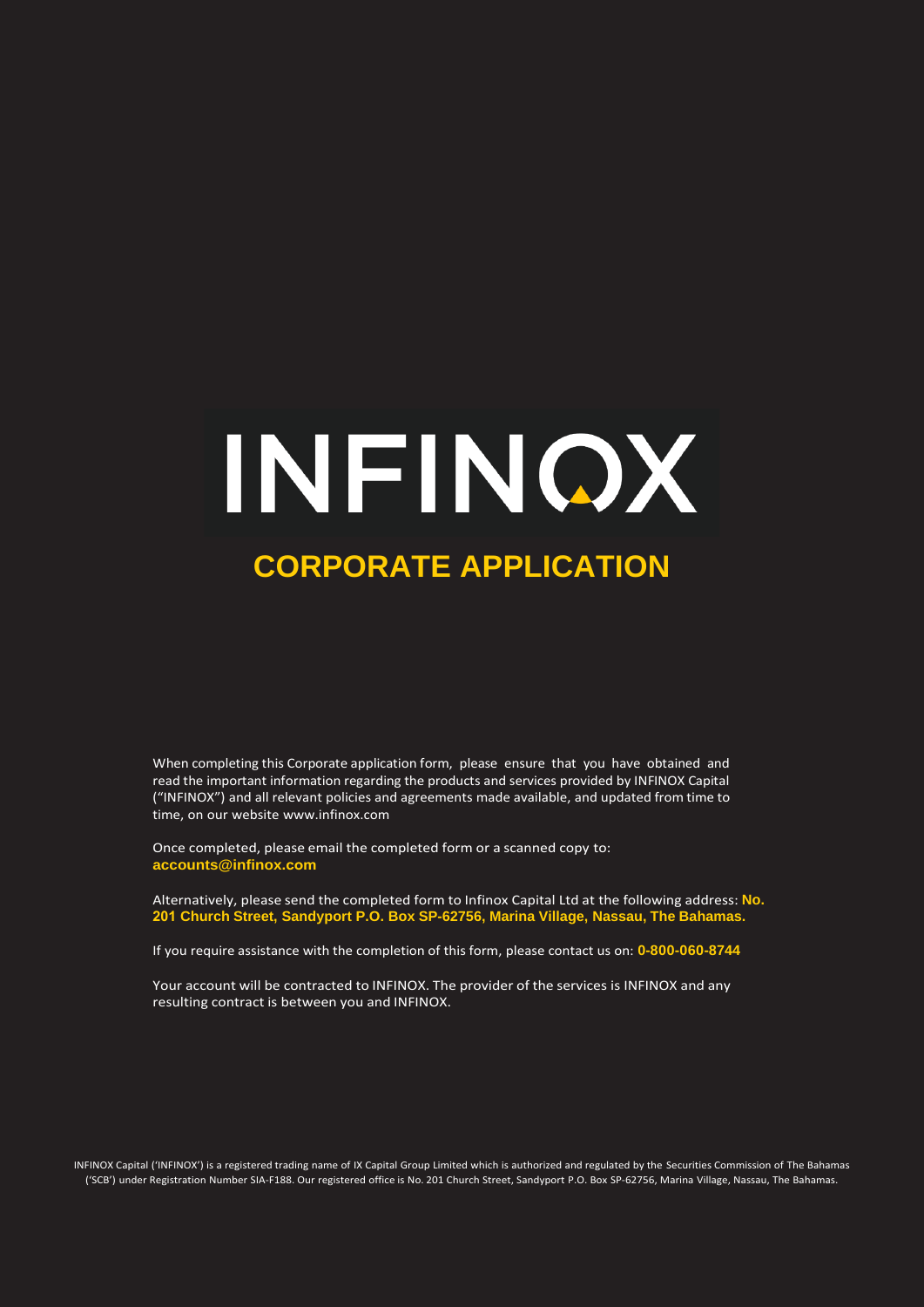# INFINOX

## CORPORATE APPLICATION

When completing this Corporate application form, please ensure that you have obtained and read the important information regarding the products and services provided by INFINOX Capital ("INFINOX") and all relevant policies and agreements made available, and updated from time to time, on our website www.infinox.com

Once completed, please email the completed form or a scanned copy to: **accounts@infinox.com**

Alternatively, please send the completed form to Infinox Capital Ltd at the following address: **No. 201 Church Street, Sandyport P.O. Box SP-62756, Marina Village, Nassau, The Bahamas.**

If you require assistance with the completion of this form, please contact us on: **0-800-060-8744**

Your account will be contracted to INFINOX. The provider of the services is INFINOX and any resulting contract is between you and INFINOX.

INFINOX Capital ('INFINOX') is a registered trading name of IX Capital Group Limited which is authorized and regulated by the Securities Commission of The Bahamas ('SCB') under Registration Number SIA-F188. Our registered office is No. 201 Church Street, Sandyport P.O. Box SP-62756, Marina Village, Nassau, The Bahamas.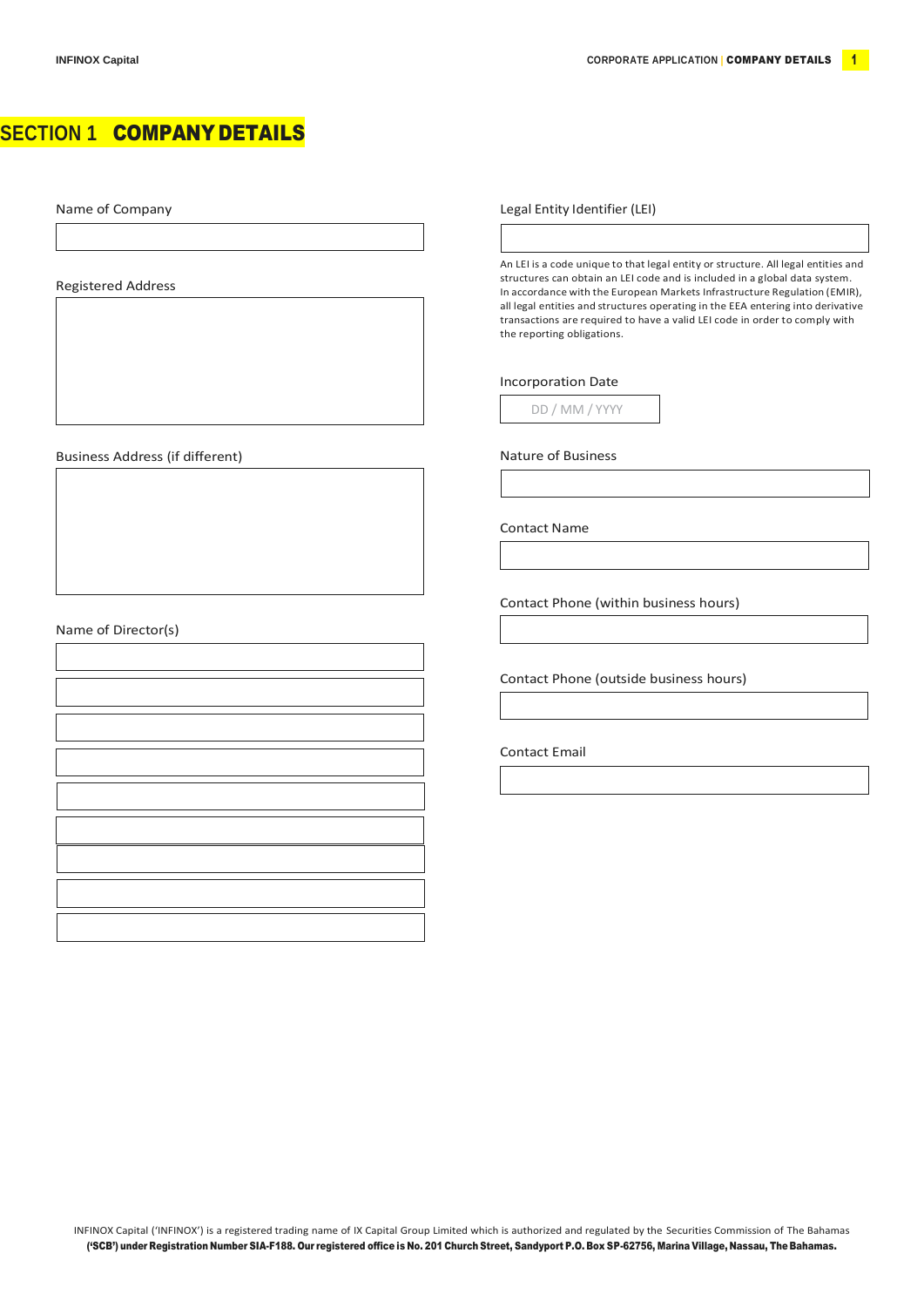# SECTION 1 COMPANY DETAILS

Name of Company

Registered Address

Business Address (if different)

Name of Director(s)

Legal Entity Identifier (LEI)

An LEI is a code unique to that legal entity or structure. All legal entities and structures can obtain an LEI code and is included in a global data system. In accordance with the European Markets Infrastructure Regulation (EMIR), all legal entities and structures operating in the EEA entering into derivative transactions are required to have a valid LEI code in order to comply with the reporting obligations.

Incorporation Date

DD / MM / YYYY

Nature of Business

Contact Name

Contact Phone (within business hours)

Contact Phone (outside business hours)

Contact Email

INFINOX Capital ('INFINOX') is a registered trading name of IX Capital Group Limited which is authorized and regulated by the Securities Commission of The Bahamas **('SCB') under Registration Number SIA-F188. Our registered office is No. 201 Church Street, Sandyport P.O. Box SP-62756, Marina Village, Nassau, The Bahamas.**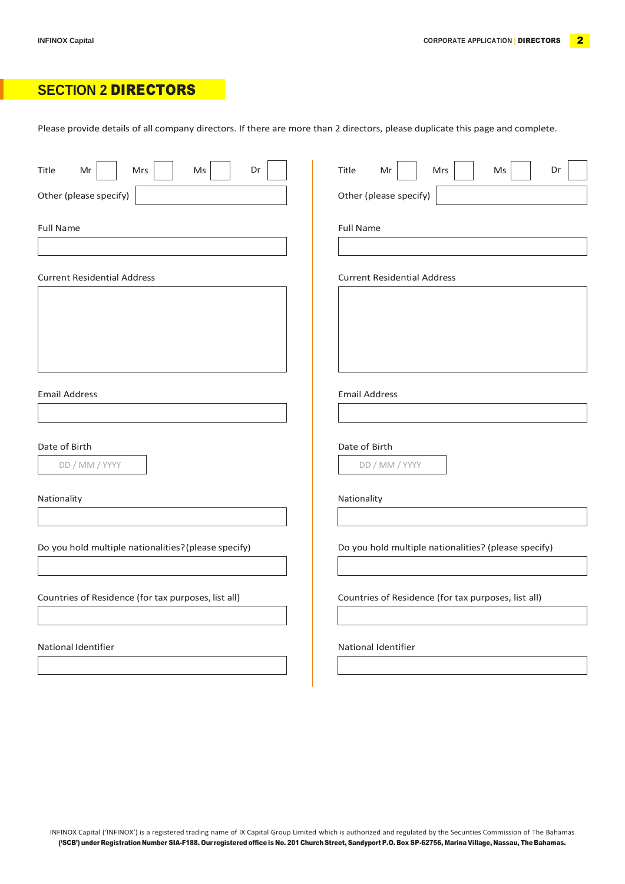# SECTION 2 **DIRECTORS**

Please provide details of all company directors. If there are more than 2 directors, please duplicate this page and complete.

Title Mr ☐ Mrs ☐ Ms ☐ Dr ☐

Other (please specify)

Full Name

Current Residential Address

Email Address

Date of Birth

DD / MM / YYYY

Nationality

Do you hold multiple nationalities? (please specify)

Countries of Residence (for tax purposes, list all)

National Identifier

Title Mr ☐ Mrs ☐ Ms ☐ Dr ☐

Other (please specify)

Full Name

Current Residential Address

Email Address

Date of Birth

DD / MM / YYYY

Nationality

Do you hold multiple nationalities? (please specify)

Countries of Residence (for tax purposes, list all)

National Identifier

INFINOX Capital ('INFINOX') is a registered trading name of IX Capital Group Limited which is authorized and regulated by the Securities Commission of The Bahamas **('SCB') under Registration Number SIA-F188. Our registered office is No. 201 Church Street, Sandyport P.O. Box SP-62756, Marina Village, Nassau, The Bahamas.**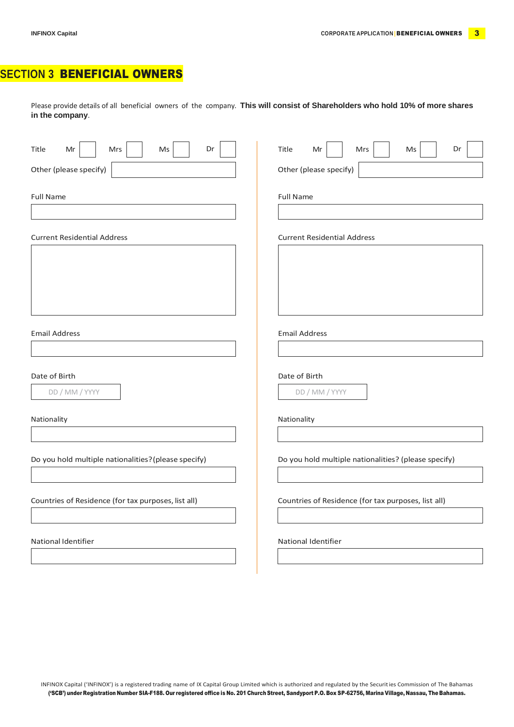# SECTION 3 BENEFICIAL OWNERS

Please provide details of all beneficial owners of the company. **This will consist of Shareholders who hold 10% of more shares in the company**.

Title Mr [ ] Mrs [ ] Ms [ ] Dr [ ]

Other (please specify)

Full Name

Current Residential Address

Email Address

Date of Birth

DD / MM / YYYY

Nationality

Do you hold multiple nationalities? (please specify)

Countries of Residence (for tax purposes, list all)

National Identifier

Title Mr [ ] Mrs [ ] Ms [ ] Dr [ ]

Other (please specify)

Full Name

Current Residential Address

Email Address

Date of Birth

DD / MM / YYYY

Nationality

Do you hold multiple nationalities? (please specify)

Countries of Residence (for tax purposes, list all)

National Identifier

INFINOX Capital ('INFINOX') is a registered trading name of IX Capital Group Limited which is authorized and regulated by the Securities Commission of The Bahamas **('SCB') under Registration Number SIA-F188. Our registered office is No. 201 Church Street, Sandyport P.O. Box SP-62756, Marina Village, Nassau, The Bahamas.**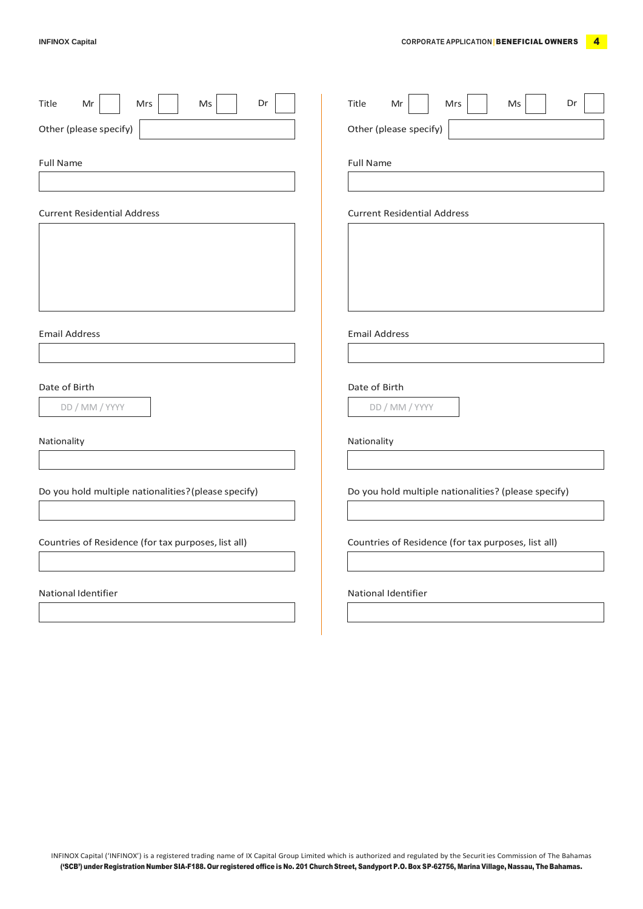Title Mr ☐ Mrs ☐ Ms ☐ Dr ☐

Other (please specify)

Full Name

Current Residential Address

Email Address

Date of Birth

DD / MM / YYYY

Nationality

Do you hold multiple nationalities?(please specify)

Countries of Residence (for tax purposes, list all)

National Identifier

Title Mr ☐ Mrs ☐ Ms ☐ Dr ☐

Other (please specify)

Full Name

Current Residential Address

Email Address

Date of Birth

DD / MM / YYYY

Nationality

Do you hold multiple nationalities? (please specify)

Countries of Residence (for tax purposes, list all)

National Identifier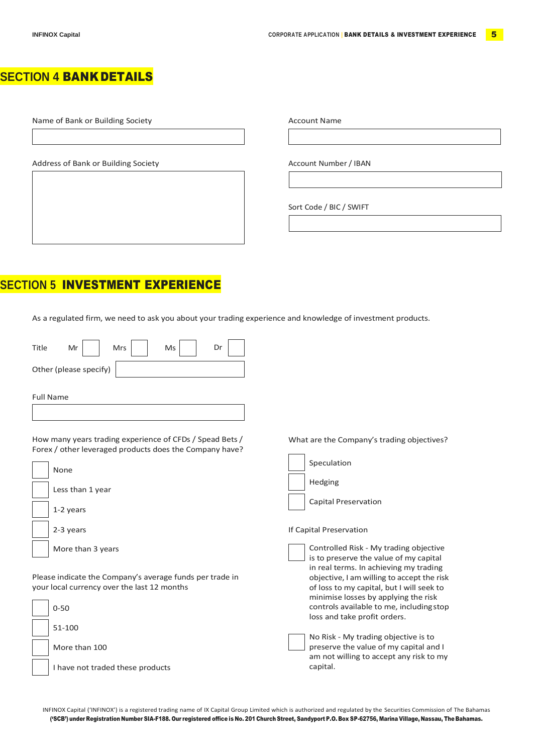# SECTION 4 **BANK DETAILS**

Name of Bank or Building Society

Address of Bank or Building Society

Account Name

Account Number / IBAN

Sort Code / BIC / SWIFT

# SECTION 5 **INVESTMENT EXPERIENCE**

As a regulated firm, we need to ask you about your trading experience and knowledge of investment products.

Title Mr ☐ Mrs ☐ Ms ☐ Dr ☐

Other (please specify)

Full Name

How many years trading experience of CFDs / Spead Bets / Forex / other leveraged products does the Company have?

- ☐ None
- ☐ Less than 1 year
- ☐ 1-2 years
- ☐ 2-3 years
- ☐ More than 3 years

Please indicate the Company's average funds per trade in your local currency over the last 12 months

- ☐ 0-50
- ☐ 51-100
- ☐ More than 100
- ☐ I have not traded these products

What are the Company's trading objectives?

- ☐ Speculation
- ☐ Hedging
- ☐ Capital Preservation

If Capital Preservation

- ☐ Controlled Risk - My trading objective is to preserve the value of my capital in real terms. In achieving my trading objective, I am willing to accept the risk of loss to my capital, but I will seek to minimise losses by applying the risk controls available to me, including stop loss and take profit orders.
- ☐ No Risk - My trading objective is to preserve the value of my capital and I am not willing to accept any risk to my capital.

INFINOX Capital ('INFINOX') is a registered trading name of IX Capital Group Limited which is authorized and regulated by the Securities Commission of The Bahamas **('SCB') under Registration Number SIA-F188. Our registered office is No. 201 Church Street, Sandyport P.O. Box SP-62756, Marina Village, Nassau, The Bahamas.**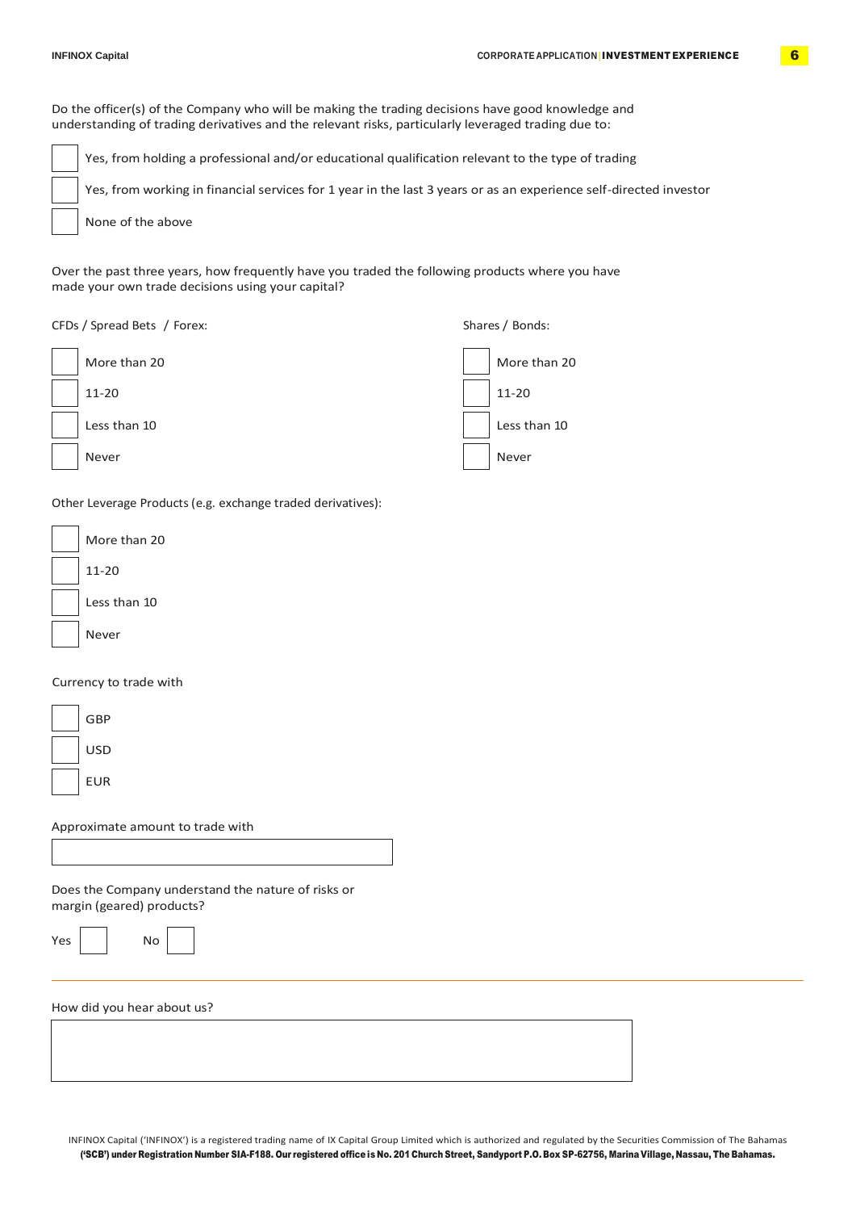Do the officer(s) of the Company who will be making the trading decisions have good knowledge and understanding of trading derivatives and the relevant risks, particularly leveraged trading due to:

- [ ] Yes, from holding a professional and/or educational qualification relevant to the type of trading
- [ ] Yes, from working in financial services for 1 year in the last 3 years or as an experience self-directed investor
- [ ] None of the above

Over the past three years, how frequently have you traded the following products where you have made your own trade decisions using your capital?

CFDs / Spread Bets / Forex:

- [ ] More than 20
- [ ] 11-20
- [ ] Less than 10
- [ ] Never

Shares / Bonds:

- [ ] More than 20
- [ ] 11-20
- [ ] Less than 10
- [ ] Never

Other Leverage Products (e.g. exchange traded derivatives):

- [ ] More than 20
- [ ] 11-20
- [ ] Less than 10
- [ ] Never

Currency to trade with

- [ ] GBP
- [ ] USD
- [ ] EUR

Approximate amount to trade with

\_\_\_\_\_\_\_\_\_\_\_\_\_\_\_\_\_\_\_\_\_\_\_\_\_\_\_\_\_\_

Does the Company understand the nature of risks or margin (geared) products?

Yes [ ] No [ ]

---

How did you hear about us?

\_\_\_\_\_\_\_\_\_\_\_\_\_\_\_\_\_\_\_\_\_\_\_\_\_\_\_\_\_\_

INFINOX Capital ('INFINOX') is a registered trading name of IX Capital Group Limited which is authorized and regulated by the Securities Commission of The Bahamas **('SCB') under Registration Number SIA-F188. Our registered office is No. 201 Church Street, Sandyport P.O. Box SP-62756, Marina Village, Nassau, The Bahamas.**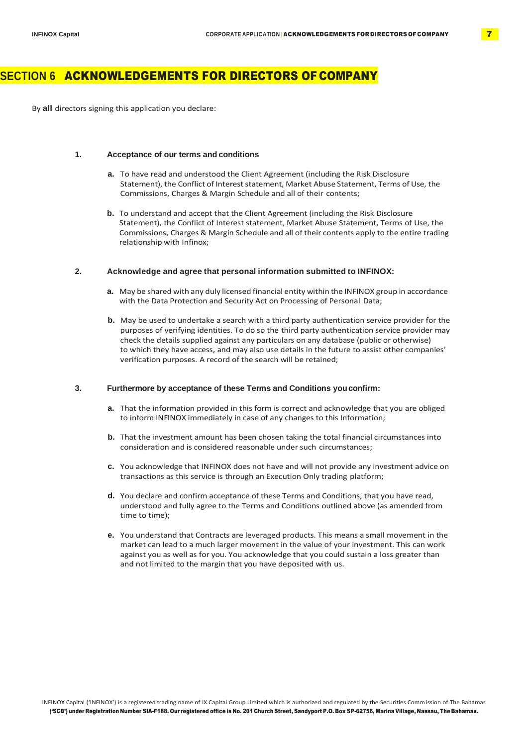# SECTION 6 ACKNOWLEDGEMENTS FOR DIRECTORS OF COMPANY

By **all** directors signing this application you declare:

**1. Acceptance of our terms and conditions**

**a.** To have read and understood the Client Agreement (including the Risk Disclosure Statement), the Conflict of Interest statement, Market Abuse Statement, Terms of Use, the Commissions, Charges & Margin Schedule and all of their contents;

**b.** To understand and accept that the Client Agreement (including the Risk Disclosure Statement), the Conflict of Interest statement, Market Abuse Statement, Terms of Use, the Commissions, Charges & Margin Schedule and all of their contents apply to the entire trading relationship with Infinox;

**2. Acknowledge and agree that personal information submitted to INFINOX:**

**a.** May be shared with any duly licensed financial entity within the INFINOX group in accordance with the Data Protection and Security Act on Processing of Personal Data;

**b.** May be used to undertake a search with a third party authentication service provider for the purposes of verifying identities. To do so the third party authentication service provider may check the details supplied against any particulars on any database (public or otherwise) to which they have access, and may also use details in the future to assist other companies' verification purposes. A record of the search will be retained;

**3. Furthermore by acceptance of these Terms and Conditions you confirm:**

**a.** That the information provided in this form is correct and acknowledge that you are obliged to inform INFINOX immediately in case of any changes to this Information;

**b.** That the investment amount has been chosen taking the total financial circumstances into consideration and is considered reasonable under such circumstances;

**c.** You acknowledge that INFINOX does not have and will not provide any investment advice on transactions as this service is through an Execution Only trading platform;

**d.** You declare and confirm acceptance of these Terms and Conditions, that you have read, understood and fully agree to the Terms and Conditions outlined above (as amended from time to time);

**e.** You understand that Contracts are leveraged products. This means a small movement in the market can lead to a much larger movement in the value of your investment. This can work against you as well as for you. You acknowledge that you could sustain a loss greater than and not limited to the margin that you have deposited with us.

INFINOX Capital ('INFINOX') is a registered trading name of IX Capital Group Limited which is authorized and regulated by the Securities Commission of The Bahamas **('SCB') under Registration Number SIA-F188. Our registered office is No. 201 Church Street, Sandyport P.O. Box SP-62756, Marina Village, Nassau, The Bahamas.**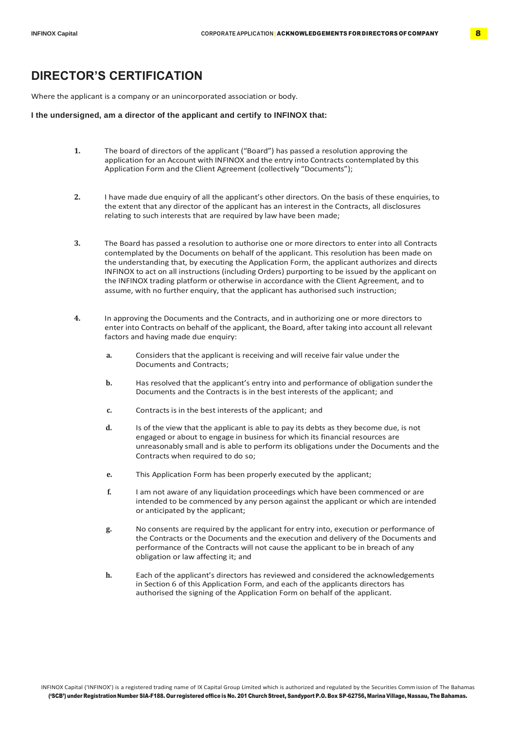# DIRECTOR'S CERTIFICATION

Where the applicant is a company or an unincorporated association or body.

**I the undersigned, am a director of the applicant and certify to INFINOX that:**

1. The board of directors of the applicant ("Board") has passed a resolution approving the application for an Account with INFINOX and the entry into Contracts contemplated by this Application Form and the Client Agreement (collectively "Documents");

2. I have made due enquiry of all the applicant's other directors. On the basis of these enquiries, to the extent that any director of the applicant has an interest in the Contracts, all disclosures relating to such interests that are required by law have been made;

3. The Board has passed a resolution to authorise one or more directors to enter into all Contracts contemplated by the Documents on behalf of the applicant. This resolution has been made on the understanding that, by executing the Application Form, the applicant authorizes and directs INFINOX to act on all instructions (including Orders) purporting to be issued by the applicant on the INFINOX trading platform or otherwise in accordance with the Client Agreement, and to assume, with no further enquiry, that the applicant has authorised such instruction;

4. In approving the Documents and the Contracts, and in authorizing one or more directors to enter into Contracts on behalf of the applicant, the Board, after taking into account all relevant factors and having made due enquiry:

   a. Considers that the applicant is receiving and will receive fair value under the Documents and Contracts;

   b. Has resolved that the applicant's entry into and performance of obligation sunder the Documents and the Contracts is in the best interests of the applicant; and

   c. Contracts is in the best interests of the applicant; and

   d. Is of the view that the applicant is able to pay its debts as they become due, is not engaged or about to engage in business for which its financial resources are unreasonably small and is able to perform its obligations under the Documents and the Contracts when required to do so;

   e. This Application Form has been properly executed by the applicant;

   f. I am not aware of any liquidation proceedings which have been commenced or are intended to be commenced by any person against the applicant or which are intended or anticipated by the applicant;

   g. No consents are required by the applicant for entry into, execution or performance of the Contracts or the Documents and the execution and delivery of the Documents and performance of the Contracts will not cause the applicant to be in breach of any obligation or law affecting it; and

   h. Each of the applicant's directors has reviewed and considered the acknowledgements in Section 6 of this Application Form, and each of the applicants directors has authorised the signing of the Application Form on behalf of the applicant.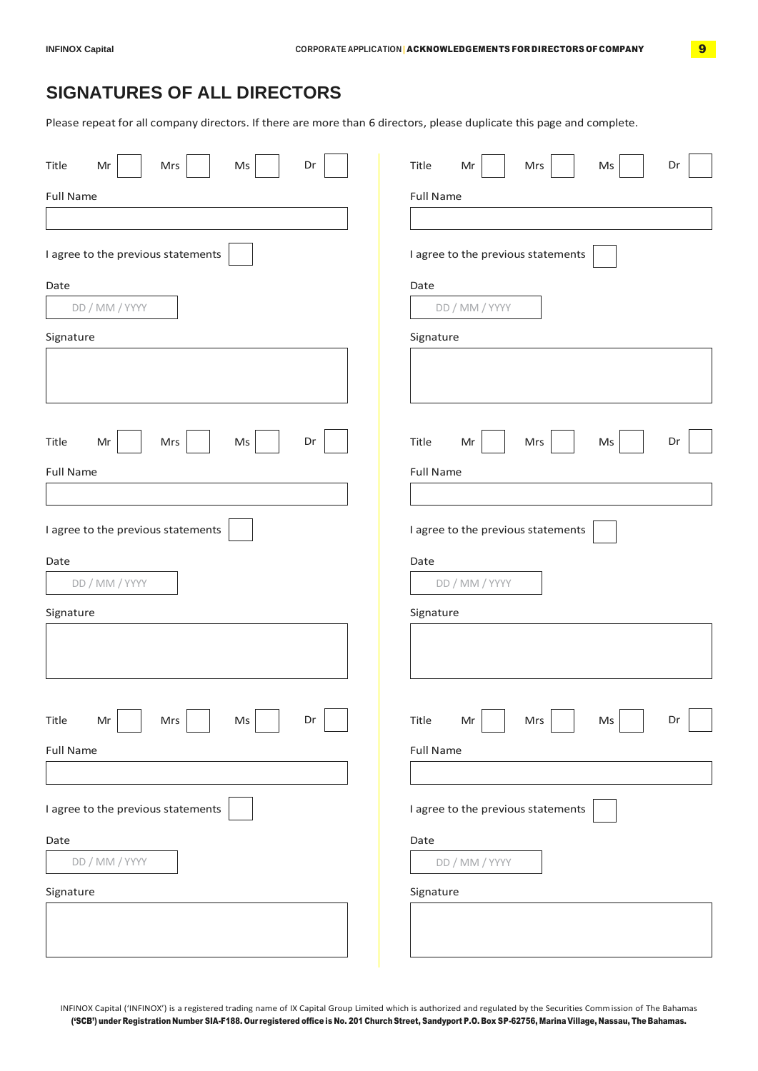## SIGNATURES OF ALL DIRECTORS

Please repeat for all company directors. If there are more than 6 directors, please duplicate this page and complete.

Title Mr ☐ Mrs ☐ Ms ☐ Dr ☐

Full Name

I agree to the previous statements ☐

Date

DD / MM / YYYY

Signature

Title Mr ☐ Mrs ☐ Ms ☐ Dr ☐

Full Name

I agree to the previous statements ☐

Date

DD / MM / YYYY

Signature

Title Mr ☐ Mrs ☐ Ms ☐ Dr ☐

Full Name

I agree to the previous statements ☐

Date

DD / MM / YYYY

Signature

Title Mr ☐ Mrs ☐ Ms ☐ Dr ☐

Full Name

I agree to the previous statements ☐

Date

DD / MM / YYYY

Signature

Title Mr ☐ Mrs ☐ Ms ☐ Dr ☐

Full Name

I agree to the previous statements ☐

Date

DD / MM / YYYY

Signature

Title Mr ☐ Mrs ☐ Ms ☐ Dr ☐

Full Name

I agree to the previous statements ☐

Date

DD / MM / YYYY

Signature

INFINOX Capital ('INFINOX') is a registered trading name of IX Capital Group Limited which is authorized and regulated by the Securities Commission of The Bahamas **('SCB') under Registration Number SIA-F188. Our registered office is No. 201 Church Street, Sandyport P.O. Box SP-62756, Marina Village, Nassau, The Bahamas.**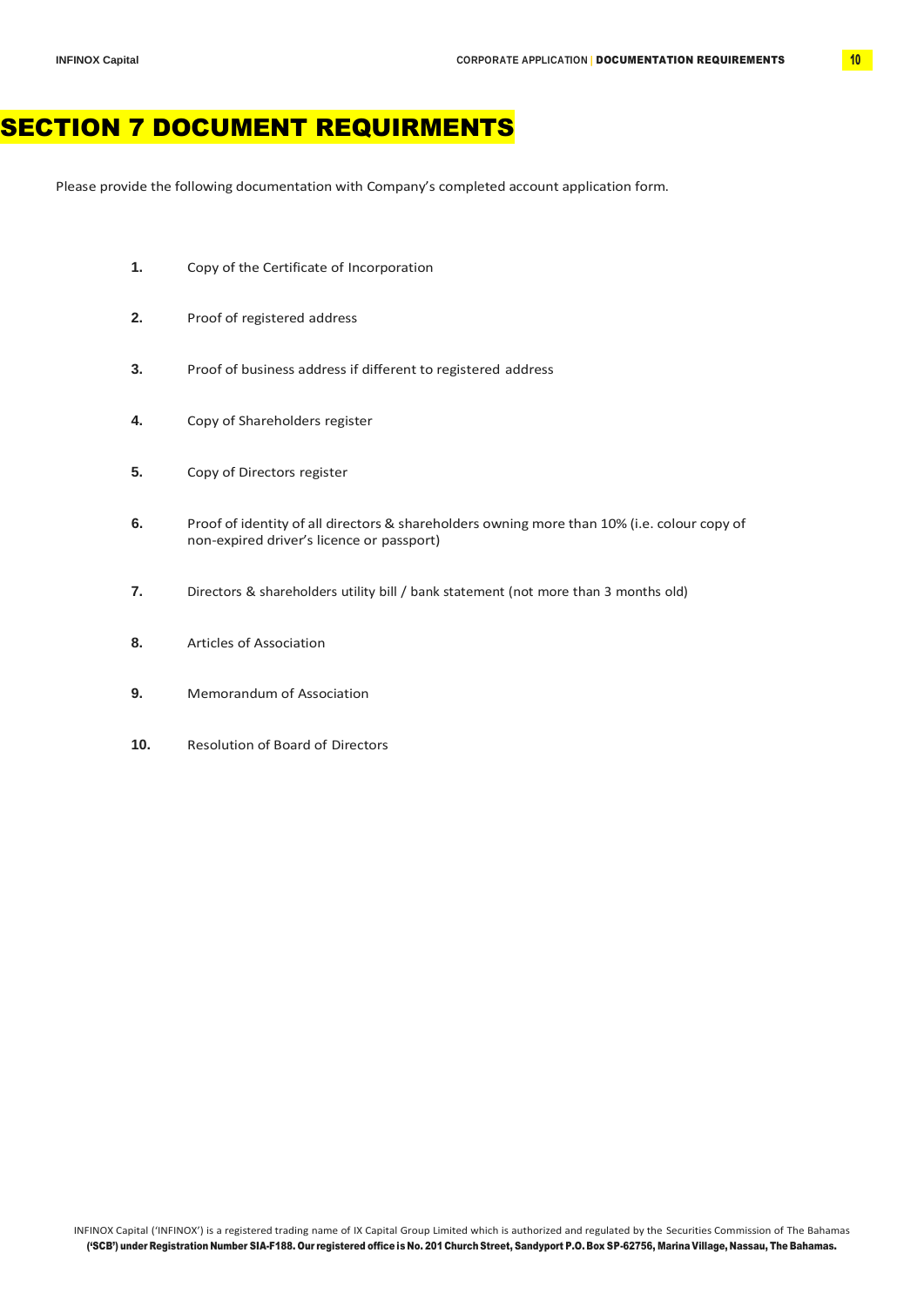# SECTION 7 DOCUMENT REQUIRMENTS

Please provide the following documentation with Company's completed account application form.

1. Copy of the Certificate of Incorporation
2. Proof of registered address
3. Proof of business address if different to registered address
4. Copy of Shareholders register
5. Copy of Directors register
6. Proof of identity of all directors & shareholders owning more than 10% (i.e. colour copy of non-expired driver's licence or passport)
7. Directors & shareholders utility bill / bank statement (not more than 3 months old)
8. Articles of Association
9. Memorandum of Association
10. Resolution of Board of Directors

INFINOX Capital ('INFINOX') is a registered trading name of IX Capital Group Limited which is authorized and regulated by the Securities Commission of The Bahamas **('SCB') under Registration Number SIA-F188. Our registered office is No. 201 Church Street, Sandyport P.O. Box SP-62756, Marina Village, Nassau, The Bahamas.**